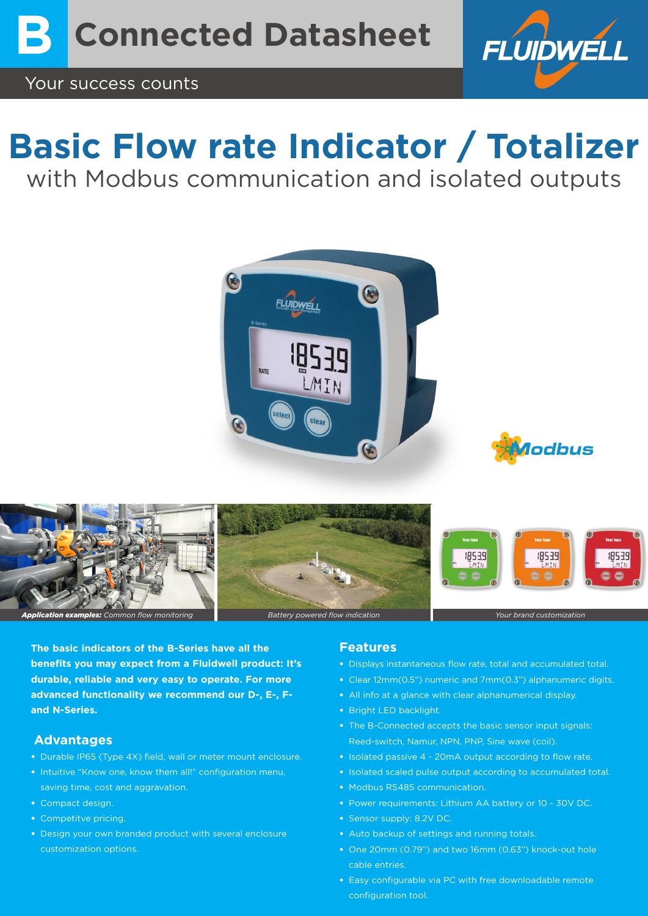# B Connected Datasheet

Your success counts

# Basic Flow rate Indicator / Totalizer

with Modbus communication and isolated outputs

***Application examples:*** *Common flow monitoring*

*Battery powered flow indication*

*Your brand customization*

**The basic indicators of the B-Series have all the benefits you may expect from a Fluidwell product: It's durable, reliable and very easy to operate. For more advanced functionality we recommend our D-, E-, F- and N-Series.**

## Advantages

- Durable IP65 (Type 4X) field, wall or meter mount enclosure.
- Intuitive "Know one, know them all!" configuration menu, saving time, cost and aggravation.
- Compact design.
- Competitve pricing.
- Design your own branded product with several enclosure customization options.

## Features

- Displays instantaneous flow rate, total and accumulated total.
- Clear 12mm(0.5") numeric and 7mm(0.3") alphanumeric digits.
- All info at a glance with clear alphanumerical display.
- Bright LED backlight.
- The B-Connected accepts the basic sensor input signals: Reed-switch, Namur, NPN, PNP, Sine wave (coil).
- Isolated passive 4 - 20mA output according to flow rate.
- Isolated scaled pulse output according to accumulated total.
- Modbus RS485 communication.
- Power requirements: Lithium AA battery or 10 - 30V DC.
- Sensor supply: 8.2V DC.
- Auto backup of settings and running totals.
- One 20mm (0.79") and two 16mm (0.63") knock-out hole cable entries.
- Easy configurable via PC with free downloadable remote configuration tool.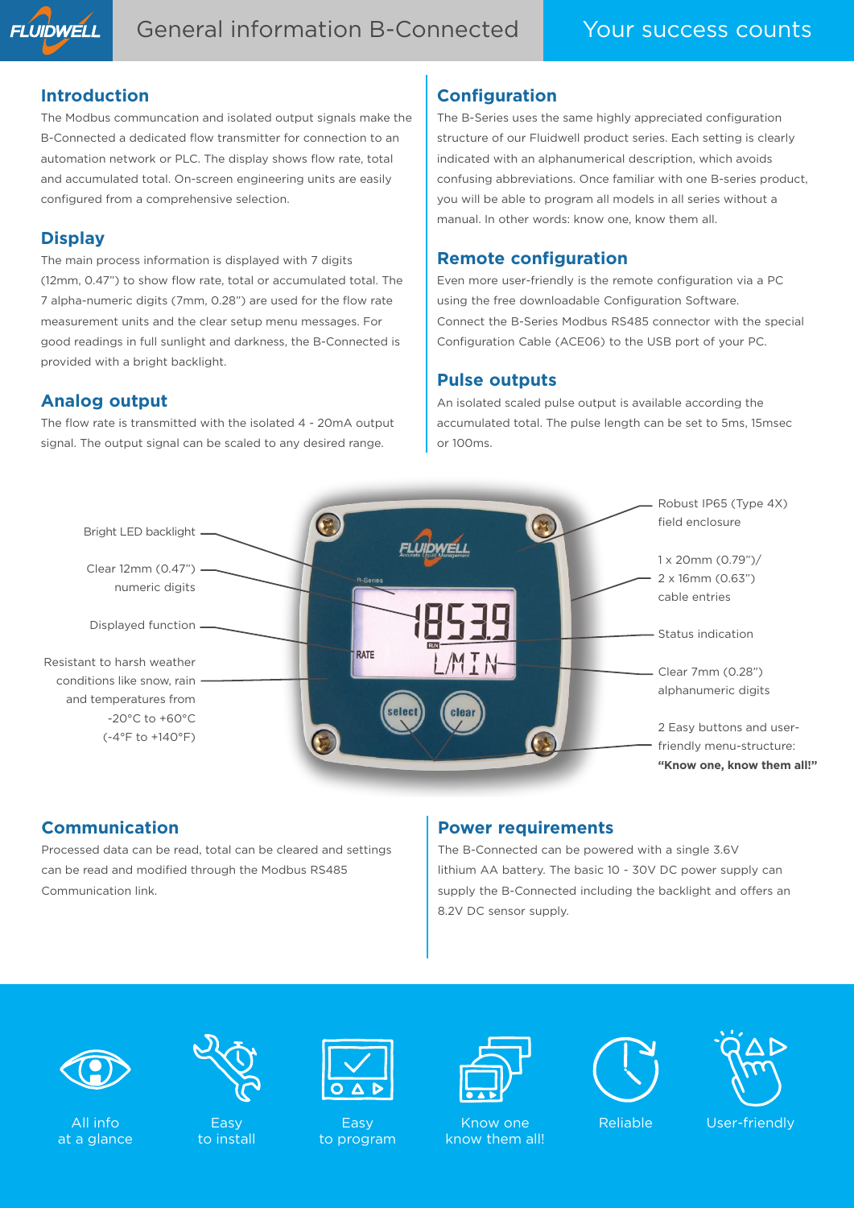# General information B-Connected

Your success counts

## Introduction

The Modbus communcation and isolated output signals make the B-Connected a dedicated flow transmitter for connection to an automation network or PLC. The display shows flow rate, total and accumulated total. On-screen engineering units are easily configured from a comprehensive selection.

## Display

The main process information is displayed with 7 digits (12mm, 0.47") to show flow rate, total or accumulated total. The 7 alpha-numeric digits (7mm, 0.28") are used for the flow rate measurement units and the clear setup menu messages. For good readings in full sunlight and darkness, the B-Connected is provided with a bright backlight.

## Analog output

The flow rate is transmitted with the isolated 4 - 20mA output signal. The output signal can be scaled to any desired range.

## Configuration

The B-Series uses the same highly appreciated configuration structure of our Fluidwell product series. Each setting is clearly indicated with an alphanumerical description, which avoids confusing abbreviations. Once familiar with one B-series product, you will be able to program all models in all series without a manual. In other words: know one, know them all.

## Remote configuration

Even more user-friendly is the remote configuration via a PC using the free downloadable Configuration Software. Connect the B-Series Modbus RS485 connector with the special Configuration Cable (ACE06) to the USB port of your PC.

## Pulse outputs

An isolated scaled pulse output is available according the accumulated total. The pulse length can be set to 5ms, 15msec or 100ms.

- Bright LED backlight
- Clear 12mm (0.47") numeric digits
- Displayed function
- Resistant to harsh weather conditions like snow, rain and temperatures from -20°C to +60°C (-4°F to +140°F)
- Robust IP65 (Type 4X) field enclosure
- 1 x 20mm (0.79")/ 2 x 16mm (0.63") cable entries
- Status indication
- Clear 7mm (0.28") alphanumeric digits
- 2 Easy buttons and user-friendly menu-structure: **"Know one, know them all!"**

## Communication

Processed data can be read, total can be cleared and settings can be read and modified through the Modbus RS485 Communication link.

## Power requirements

The B-Connected can be powered with a single 3.6V lithium AA battery. The basic 10 - 30V DC power supply can supply the B-Connected including the backlight and offers an 8.2V DC sensor supply.

All info at a glance | Easy to install | Easy to program | Know one know them all! | Reliable | User-friendly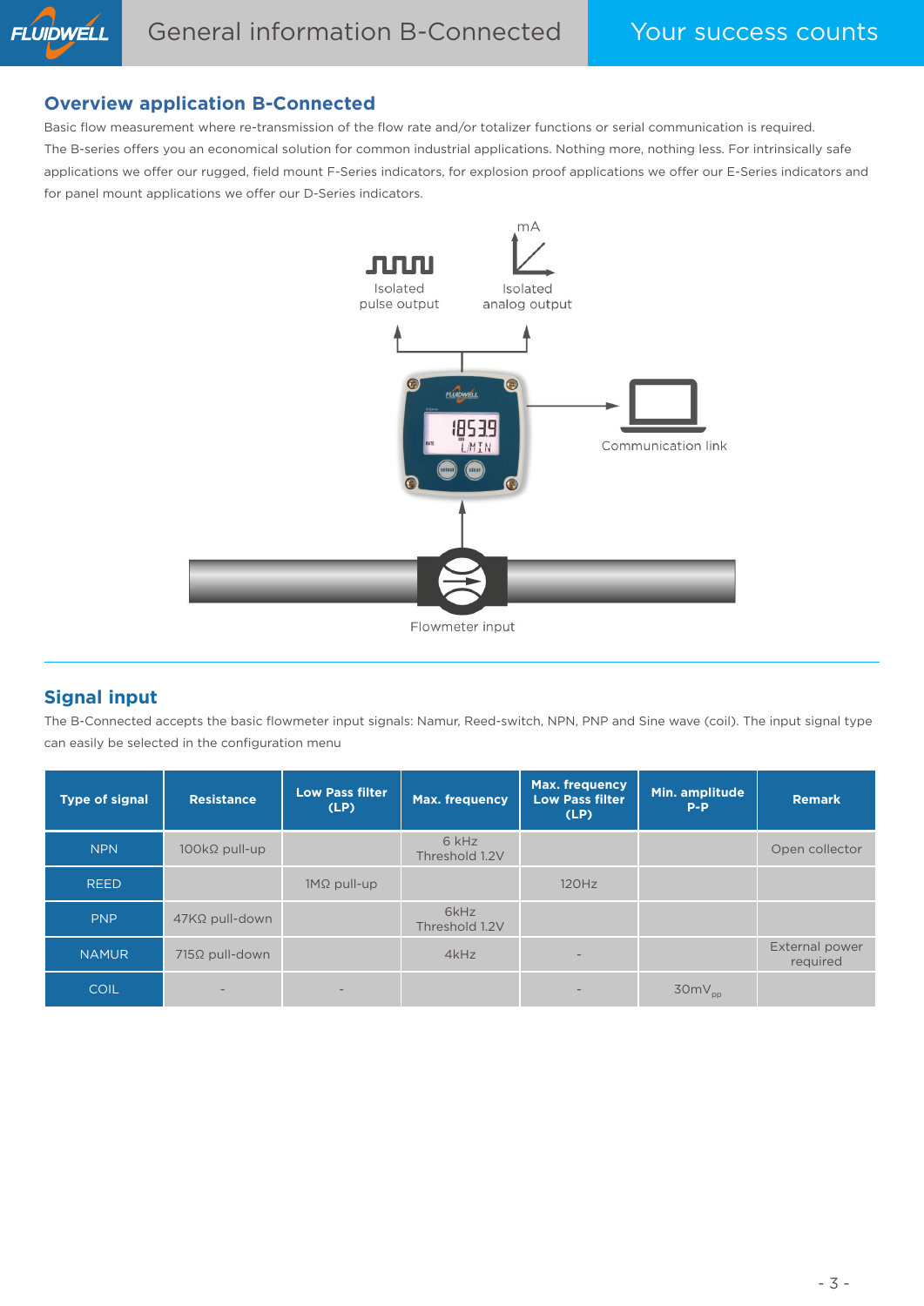## Overview application B-Connected

Basic flow measurement where re-transmission of the flow rate and/or totalizer functions or serial communication is required. The B-series offers you an economical solution for common industrial applications. Nothing more, nothing less. For intrinsically safe applications we offer our rugged, field mount F-Series indicators, for explosion proof applications we offer our E-Series indicators and for panel mount applications we offer our D-Series indicators.

Isolated pulse output

mA

Isolated analog output

Communication link

Flowmeter input

## Signal input

The B-Connected accepts the basic flowmeter input signals: Namur, Reed-switch, NPN, PNP and Sine wave (coil). The input signal type can easily be selected in the configuration menu

| Type of signal | Resistance | Low Pass filter (LP) | Max. frequency | Max. frequency Low Pass filter (LP) | Min. amplitude P-P | Remark |
|---|---|---|---|---|---|---|
| NPN | 100kΩ pull-up | | 6 kHz Threshold 1.2V | | | Open collector |
| REED | | 1MΩ pull-up | | 120Hz | | |
| PNP | 47KΩ pull-down | | 6kHz Threshold 1.2V | | | |
| NAMUR | 715Ω pull-down | | 4kHz | - | | External power required |
| COIL | - | - | | - | $30mV_{pp}$ | |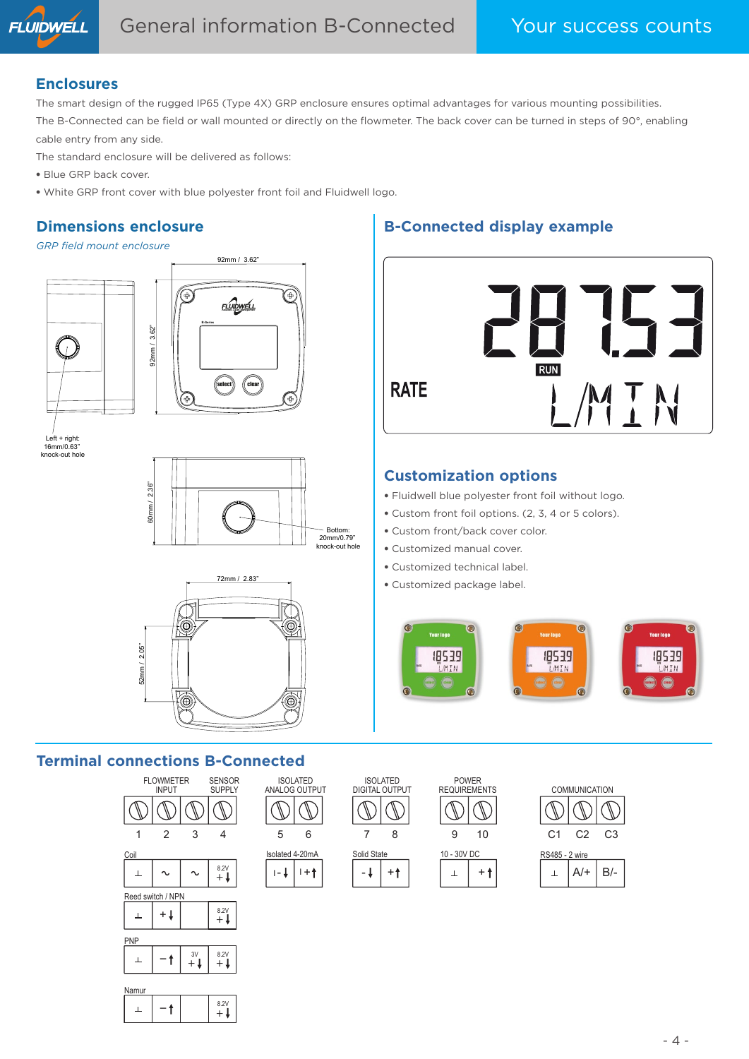## Enclosures

The smart design of the rugged IP65 (Type 4X) GRP enclosure ensures optimal advantages for various mounting possibilities.

The B-Connected can be field or wall mounted or directly on the flowmeter. The back cover can be turned in steps of 90°, enabling cable entry from any side.

The standard enclosure will be delivered as follows:

- Blue GRP back cover.
- White GRP front cover with blue polyester front foil and Fluidwell logo.

## Dimensions enclosure

*GRP field mount enclosure*

92mm / 3.62"

92mm / 3.62"

Left + right: 16mm/0.63" knock-out hole

60mm / 2.36"

Bottom: 20mm/0.79" knock-out hole

72mm / 2.83"

52mm / 2.05"

## B-Connected display example

28753 RUN RATE L/MIN

## Customization options

- Fluidwell blue polyester front foil without logo.
- Custom front foil options. (2, 3, 4 or 5 colors).
- Custom front/back cover color.
- Customized manual cover.
- Customized technical label.
- Customized package label.

## Terminal connections B-Connected

| FLOWMETER INPUT | | | SENSOR SUPPLY | ISOLATED ANALOG OUTPUT | | ISOLATED DIGITAL OUTPUT | | POWER REQUIREMENTS | | COMMUNICATION | | |
|---|---|---|---|---|---|---|---|---|---|---|---|---|
| 1 | 2 | 3 | 4 | 5 | 6 | 7 | 8 | 9 | 10 | C1 | C2 | C3 |
| **Coil** | | | | **Isolated 4-20mA** | | **Solid State** | | **10 - 30V DC** | | **RS485 - 2 wire** | | |
| ⊥ | ~ | ~ | 8.2V + | I - | I + | - | + | ⊥ | + | ⊥ | A/+ | B/- |
| **Reed switch / NPN** | | | | | | | | | | | | |
| ⊥ | + | | 8.2V + | | | | | | | | | |
| **PNP** | | | | | | | | | | | | |
| ⊥ | - | 3V + | 8.2V + | | | | | | | | | |
| **Namur** | | | | | | | | | | | | |
| ⊥ | - | | 8.2V + | | | | | | | | | |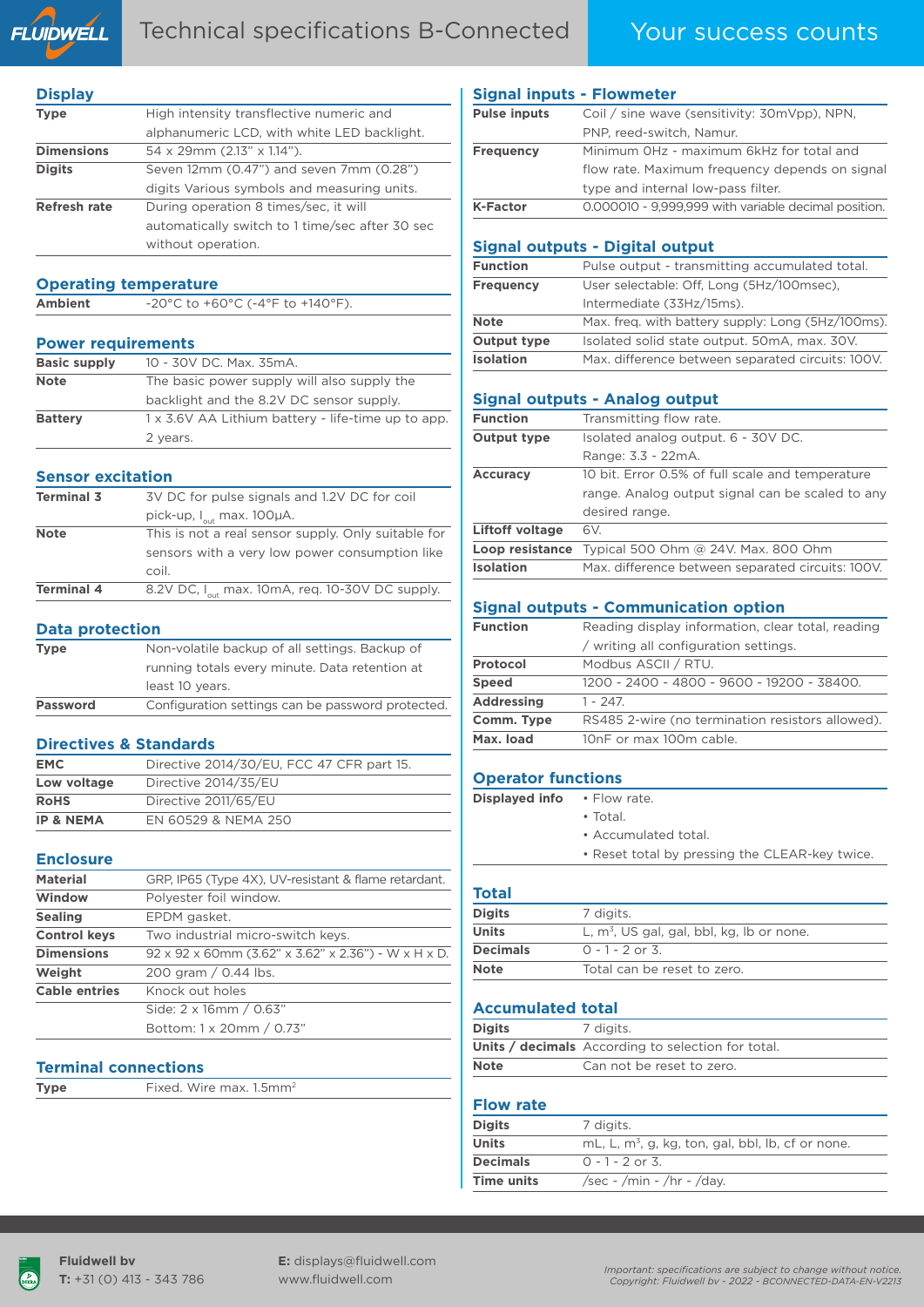# Technical specifications B-Connected

Your success counts

## Display

| | |
|---|---|
| **Type** | High intensity transflective numeric and alphanumeric LCD, with white LED backlight. |
| **Dimensions** | 54 x 29mm (2.13" x 1.14"). |
| **Digits** | Seven 12mm (0.47") and seven 7mm (0.28") digits Various symbols and measuring units. |
| **Refresh rate** | During operation 8 times/sec, it will automatically switch to 1 time/sec after 30 sec without operation. |

## Operating temperature

| | |
|---|---|
| **Ambient** | -20°C to +60°C (-4°F to +140°F). |

## Power requirements

| | |
|---|---|
| **Basic supply** | 10 - 30V DC. Max. 35mA. |
| **Note** | The basic power supply will also supply the backlight and the 8.2V DC sensor supply. |
| **Battery** | 1 x 3.6V AA Lithium battery - life-time up to app. 2 years. |

## Sensor excitation

| | |
|---|---|
| **Terminal 3** | 3V DC for pulse signals and 1.2V DC for coil pick-up, $I_{out}$ max. 100µA. |
| **Note** | This is not a real sensor supply. Only suitable for sensors with a very low power consumption like coil. |
| **Terminal 4** | 8.2V DC, $I_{out}$ max. 10mA, req. 10-30V DC supply. |

## Data protection

| | |
|---|---|
| **Type** | Non-volatile backup of all settings. Backup of running totals every minute. Data retention at least 10 years. |
| **Password** | Configuration settings can be password protected. |

## Directives & Standards

| | |
|---|---|
| **EMC** | Directive 2014/30/EU, FCC 47 CFR part 15. |
| **Low voltage** | Directive 2014/35/EU |
| **RoHS** | Directive 2011/65/EU |
| **IP & NEMA** | EN 60529 & NEMA 250 |

## Enclosure

| | |
|---|---|
| **Material** | GRP, IP65 (Type 4X), UV-resistant & flame retardant. |
| **Window** | Polyester foil window. |
| **Sealing** | EPDM gasket. |
| **Control keys** | Two industrial micro-switch keys. |
| **Dimensions** | 92 x 92 x 60mm (3.62" x 3.62" x 2.36") - W x H x D. |
| **Weight** | 200 gram / 0.44 lbs. |
| **Cable entries** | Knock out holes<br>Side: 2 x 16mm / 0.63"<br>Bottom: 1 x 20mm / 0.73" |

## Terminal connections

| | |
|---|---|
| **Type** | Fixed. Wire max. 1.5mm² |

## Signal inputs - Flowmeter

| | |
|---|---|
| **Pulse inputs** | Coil / sine wave (sensitivity: 30mVpp), NPN, PNP, reed-switch, Namur. |
| **Frequency** | Minimum 0Hz - maximum 6kHz for total and flow rate. Maximum frequency depends on signal type and internal low-pass filter. |
| **K-Factor** | 0.000010 - 9,999,999 with variable decimal position. |

## Signal outputs - Digital output

| | |
|---|---|
| **Function** | Pulse output - transmitting accumulated total. |
| **Frequency** | User selectable: Off, Long (5Hz/100msec), Intermediate (33Hz/15ms). |
| **Note** | Max. freq. with battery supply: Long (5Hz/100ms). |
| **Output type** | Isolated solid state output. 50mA, max. 30V. |
| **Isolation** | Max. difference between separated circuits: 100V. |

## Signal outputs - Analog output

| | |
|---|---|
| **Function** | Transmitting flow rate. |
| **Output type** | Isolated analog output. 6 - 30V DC.<br>Range: 3.3 - 22mA. |
| **Accuracy** | 10 bit. Error 0.5% of full scale and temperature range. Analog output signal can be scaled to any desired range. |
| **Liftoff voltage** | 6V. |
| **Loop resistance** | Typical 500 Ohm @ 24V. Max. 800 Ohm |
| **Isolation** | Max. difference between separated circuits: 100V. |

## Signal outputs - Communication option

| | |
|---|---|
| **Function** | Reading display information, clear total, reading / writing all configuration settings. |
| **Protocol** | Modbus ASCII / RTU. |
| **Speed** | 1200 - 2400 - 4800 - 9600 - 19200 - 38400. |
| **Addressing** | 1 - 247. |
| **Comm. Type** | RS485 2-wire (no termination resistors allowed). |
| **Max. load** | 10nF or max 100m cable. |

## Operator functions

| | |
|---|---|
| **Displayed info** | • Flow rate.<br>• Total.<br>• Accumulated total.<br>• Reset total by pressing the CLEAR-key twice. |

## Total

| | |
|---|---|
| **Digits** | 7 digits. |
| **Units** | L, m³, US gal, gal, bbl, kg, lb or none. |
| **Decimals** | 0 - 1 - 2 or 3. |
| **Note** | Total can be reset to zero. |

## Accumulated total

| | |
|---|---|
| **Digits** | 7 digits. |
| **Units / decimals** | According to selection for total. |
| **Note** | Can not be reset to zero. |

## Flow rate

| | |
|---|---|
| **Digits** | 7 digits. |
| **Units** | mL, L, m³, g, kg, ton, gal, bbl, lb, cf or none. |
| **Decimals** | 0 - 1 - 2 or 3. |
| **Time units** | /sec - /min - /hr - /day. |

**Fluidwell bv**
**T:** +31 (0) 413 - 343 786

**E:** displays@fluidwell.com
www.fluidwell.com

*Important: specifications are subject to change without notice.*
*Copyright: Fluidwell bv - 2022 - BCONNECTED-DATA-EN-V2213*